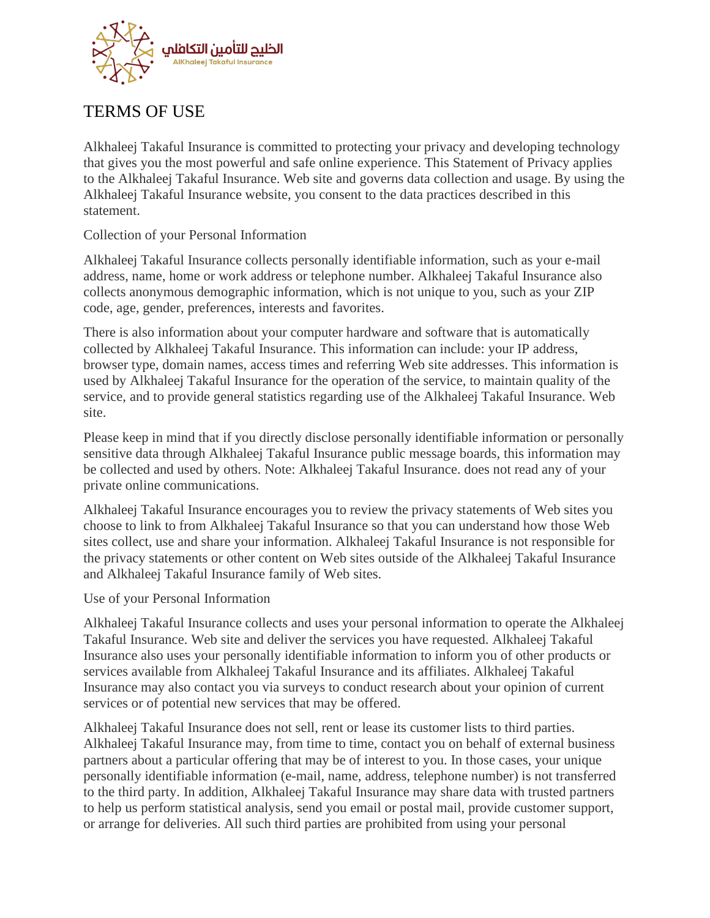الخليج للتأمين التكافلي
AlKhaleej Takaful Insurance

# TERMS OF USE

Alkhaleej Takaful Insurance is committed to protecting your privacy and developing technology that gives you the most powerful and safe online experience. This Statement of Privacy applies to the Alkhaleej Takaful Insurance. Web site and governs data collection and usage. By using the Alkhaleej Takaful Insurance website, you consent to the data practices described in this statement.

## Collection of your Personal Information

Alkhaleej Takaful Insurance collects personally identifiable information, such as your e-mail address, name, home or work address or telephone number. Alkhaleej Takaful Insurance also collects anonymous demographic information, which is not unique to you, such as your ZIP code, age, gender, preferences, interests and favorites.

There is also information about your computer hardware and software that is automatically collected by Alkhaleej Takaful Insurance. This information can include: your IP address, browser type, domain names, access times and referring Web site addresses. This information is used by Alkhaleej Takaful Insurance for the operation of the service, to maintain quality of the service, and to provide general statistics regarding use of the Alkhaleej Takaful Insurance. Web site.

Please keep in mind that if you directly disclose personally identifiable information or personally sensitive data through Alkhaleej Takaful Insurance public message boards, this information may be collected and used by others. Note: Alkhaleej Takaful Insurance. does not read any of your private online communications.

Alkhaleej Takaful Insurance encourages you to review the privacy statements of Web sites you choose to link to from Alkhaleej Takaful Insurance so that you can understand how those Web sites collect, use and share your information. Alkhaleej Takaful Insurance is not responsible for the privacy statements or other content on Web sites outside of the Alkhaleej Takaful Insurance and Alkhaleej Takaful Insurance family of Web sites.

## Use of your Personal Information

Alkhaleej Takaful Insurance collects and uses your personal information to operate the Alkhaleej Takaful Insurance. Web site and deliver the services you have requested. Alkhaleej Takaful Insurance also uses your personally identifiable information to inform you of other products or services available from Alkhaleej Takaful Insurance and its affiliates. Alkhaleej Takaful Insurance may also contact you via surveys to conduct research about your opinion of current services or of potential new services that may be offered.

Alkhaleej Takaful Insurance does not sell, rent or lease its customer lists to third parties. Alkhaleej Takaful Insurance may, from time to time, contact you on behalf of external business partners about a particular offering that may be of interest to you. In those cases, your unique personally identifiable information (e-mail, name, address, telephone number) is not transferred to the third party. In addition, Alkhaleej Takaful Insurance may share data with trusted partners to help us perform statistical analysis, send you email or postal mail, provide customer support, or arrange for deliveries. All such third parties are prohibited from using your personal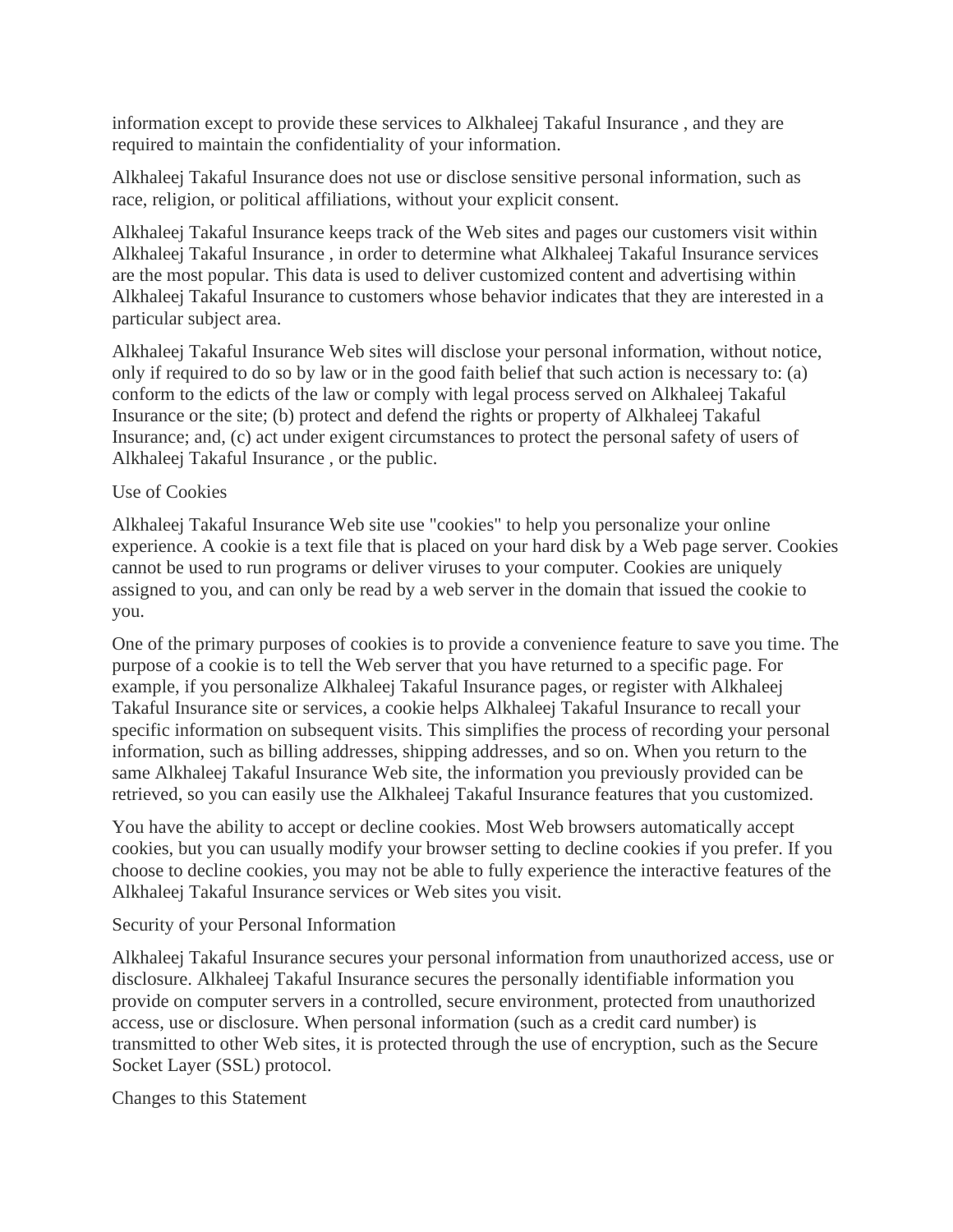information except to provide these services to Alkhaleej Takaful Insurance , and they are required to maintain the confidentiality of your information.

Alkhaleej Takaful Insurance does not use or disclose sensitive personal information, such as race, religion, or political affiliations, without your explicit consent.

Alkhaleej Takaful Insurance keeps track of the Web sites and pages our customers visit within Alkhaleej Takaful Insurance , in order to determine what Alkhaleej Takaful Insurance services are the most popular. This data is used to deliver customized content and advertising within Alkhaleej Takaful Insurance to customers whose behavior indicates that they are interested in a particular subject area.

Alkhaleej Takaful Insurance Web sites will disclose your personal information, without notice, only if required to do so by law or in the good faith belief that such action is necessary to: (a) conform to the edicts of the law or comply with legal process served on Alkhaleej Takaful Insurance or the site; (b) protect and defend the rights or property of Alkhaleej Takaful Insurance; and, (c) act under exigent circumstances to protect the personal safety of users of Alkhaleej Takaful Insurance , or the public.

## Use of Cookies

Alkhaleej Takaful Insurance Web site use "cookies" to help you personalize your online experience. A cookie is a text file that is placed on your hard disk by a Web page server. Cookies cannot be used to run programs or deliver viruses to your computer. Cookies are uniquely assigned to you, and can only be read by a web server in the domain that issued the cookie to you.

One of the primary purposes of cookies is to provide a convenience feature to save you time. The purpose of a cookie is to tell the Web server that you have returned to a specific page. For example, if you personalize Alkhaleej Takaful Insurance pages, or register with Alkhaleej Takaful Insurance site or services, a cookie helps Alkhaleej Takaful Insurance to recall your specific information on subsequent visits. This simplifies the process of recording your personal information, such as billing addresses, shipping addresses, and so on. When you return to the same Alkhaleej Takaful Insurance Web site, the information you previously provided can be retrieved, so you can easily use the Alkhaleej Takaful Insurance features that you customized.

You have the ability to accept or decline cookies. Most Web browsers automatically accept cookies, but you can usually modify your browser setting to decline cookies if you prefer. If you choose to decline cookies, you may not be able to fully experience the interactive features of the Alkhaleej Takaful Insurance services or Web sites you visit.

## Security of your Personal Information

Alkhaleej Takaful Insurance secures your personal information from unauthorized access, use or disclosure. Alkhaleej Takaful Insurance secures the personally identifiable information you provide on computer servers in a controlled, secure environment, protected from unauthorized access, use or disclosure. When personal information (such as a credit card number) is transmitted to other Web sites, it is protected through the use of encryption, such as the Secure Socket Layer (SSL) protocol.

## Changes to this Statement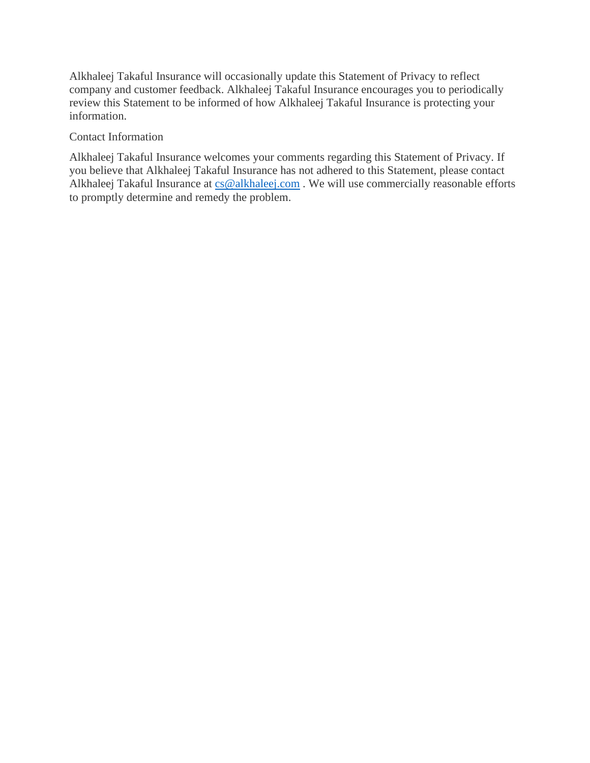Alkhaleej Takaful Insurance will occasionally update this Statement of Privacy to reflect company and customer feedback. Alkhaleej Takaful Insurance encourages you to periodically review this Statement to be informed of how Alkhaleej Takaful Insurance is protecting your information.

## Contact Information

Alkhaleej Takaful Insurance welcomes your comments regarding this Statement of Privacy. If you believe that Alkhaleej Takaful Insurance has not adhered to this Statement, please contact Alkhaleej Takaful Insurance at [cs@alkhaleej.com](mailto:cs@alkhaleej.com) . We will use commercially reasonable efforts to promptly determine and remedy the problem.